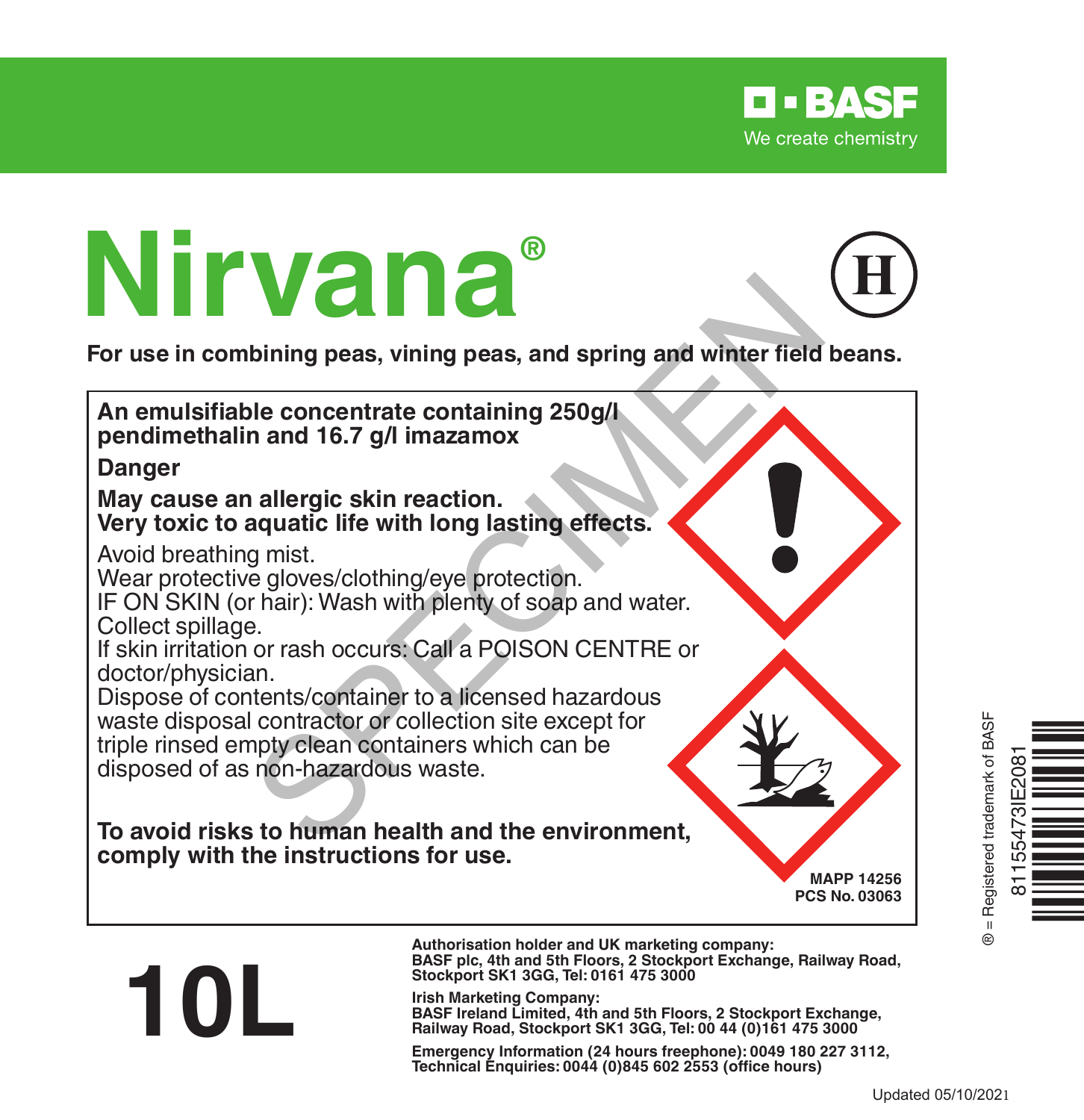BASF
We create chemistry

# Nirvana®

H

**For use in combining peas, vining peas, and spring and winter field beans.**

**An emulsifiable concentrate containing 250g/l pendimethalin and 16.7 g/l imazamox**

**Danger**

**May cause an allergic skin reaction.**
**Very toxic to aquatic life with long lasting effects.**

Avoid breathing mist.
Wear protective gloves/clothing/eye protection.
IF ON SKIN (or hair): Wash with plenty of soap and water.
Collect spillage.
If skin irritation or rash occurs: Call a POISON CENTRE or doctor/physician.
Dispose of contents/container to a licensed hazardous waste disposal contractor or collection site except for triple rinsed empty clean containers which can be disposed of as non-hazardous waste.

**To avoid risks to human health and the environment, comply with the instructions for use.**

**MAPP 14256**
**PCS No. 03063**

® = Registered trademark of BASF

81155473IE2081

# 10L

**Authorisation holder and UK marketing company:**
**BASF plc, 4th and 5th Floors, 2 Stockport Exchange, Railway Road, Stockport SK1 3GG, Tel: 0161 475 3000**

**Irish Marketing Company:**
**BASF Ireland Limited, 4th and 5th Floors, 2 Stockport Exchange, Railway Road, Stockport SK1 3GG, Tel: 00 44 (0)161 475 3000**

**Emergency Information (24 hours freephone): 0049 180 227 3112,**
**Technical Enquiries: 0044 (0)845 602 2553 (office hours)**

Updated 05/10/2021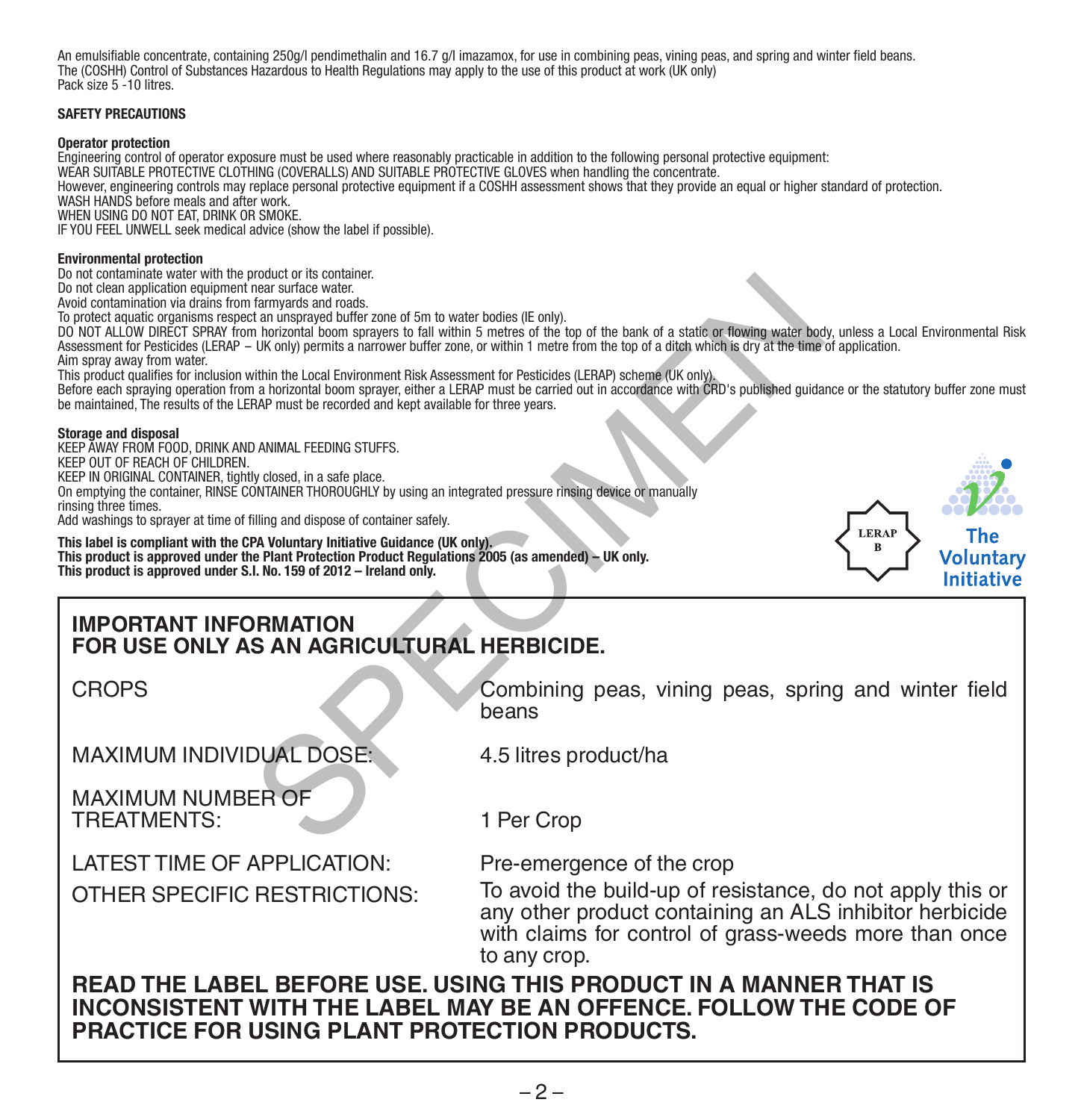An emulsifiable concentrate, containing 250g/l pendimethalin and 16.7 g/l imazamox, for use in combining peas, vining peas, and spring and winter field beans.
The (COSHH) Control of Substances Hazardous to Health Regulations may apply to the use of this product at work (UK only)
Pack size 5 -10 litres.

**SAFETY PRECAUTIONS**

**Operator protection**
Engineering control of operator exposure must be used where reasonably practicable in addition to the following personal protective equipment:
WEAR SUITABLE PROTECTIVE CLOTHING (COVERALLS) AND SUITABLE PROTECTIVE GLOVES when handling the concentrate.
However, engineering controls may replace personal protective equipment if a COSHH assessment shows that they provide an equal or higher standard of protection.
WASH HANDS before meals and after work.
WHEN USING DO NOT EAT, DRINK OR SMOKE.
IF YOU FEEL UNWELL seek medical advice (show the label if possible).

**Environmental protection**
Do not contaminate water with the product or its container.
Do not clean application equipment near surface water.
Avoid contamination via drains from farmyards and roads.
To protect aquatic organisms respect an unsprayed buffer zone of 5m to water bodies (IE only).
DO NOT ALLOW DIRECT SPRAY from horizontal boom sprayers to fall within 5 metres of the top of the bank of a static or flowing water body, unless a Local Environmental Risk Assessment for Pesticides (LERAP – UK only) permits a narrower buffer zone, or within 1 metre from the top of a ditch which is dry at the time of application.
Aim spray away from water.
This product qualifies for inclusion within the Local Environment Risk Assessment for Pesticides (LERAP) scheme (UK only).
Before each spraying operation from a horizontal boom sprayer, either a LERAP must be carried out in accordance with CRD's published guidance or the statutory buffer zone must be maintained, The results of the LERAP must be recorded and kept available for three years.

**Storage and disposal**
KEEP AWAY FROM FOOD, DRINK AND ANIMAL FEEDING STUFFS.
KEEP OUT OF REACH OF CHILDREN.
KEEP IN ORIGINAL CONTAINER, tightly closed, in a safe place.
On emptying the container, RINSE CONTAINER THOROUGHLY by using an integrated pressure rinsing device or manually rinsing three times.
Add washings to sprayer at time of filling and dispose of container safely.

**This label is compliant with the CPA Voluntary Initiative Guidance (UK only).**
**This product is approved under the Plant Protection Product Regulations 2005 (as amended) – UK only.**
**This product is approved under S.I. No. 159 of 2012 – Ireland only.**

LERAP B

The Voluntary Initiative

## IMPORTANT INFORMATION
## FOR USE ONLY AS AN AGRICULTURAL HERBICIDE.

| | |
|---|---|
| CROPS | Combining peas, vining peas, spring and winter field beans |
| MAXIMUM INDIVIDUAL DOSE: | 4.5 litres product/ha |
| MAXIMUM NUMBER OF TREATMENTS: | 1 Per Crop |
| LATEST TIME OF APPLICATION: | Pre-emergence of the crop |
| OTHER SPECIFIC RESTRICTIONS: | To avoid the build-up of resistance, do not apply this or any other product containing an ALS inhibitor herbicide with claims for control of grass-weeds more than once to any crop. |

**READ THE LABEL BEFORE USE. USING THIS PRODUCT IN A MANNER THAT IS INCONSISTENT WITH THE LABEL MAY BE AN OFFENCE. FOLLOW THE CODE OF PRACTICE FOR USING PLANT PROTECTION PRODUCTS.**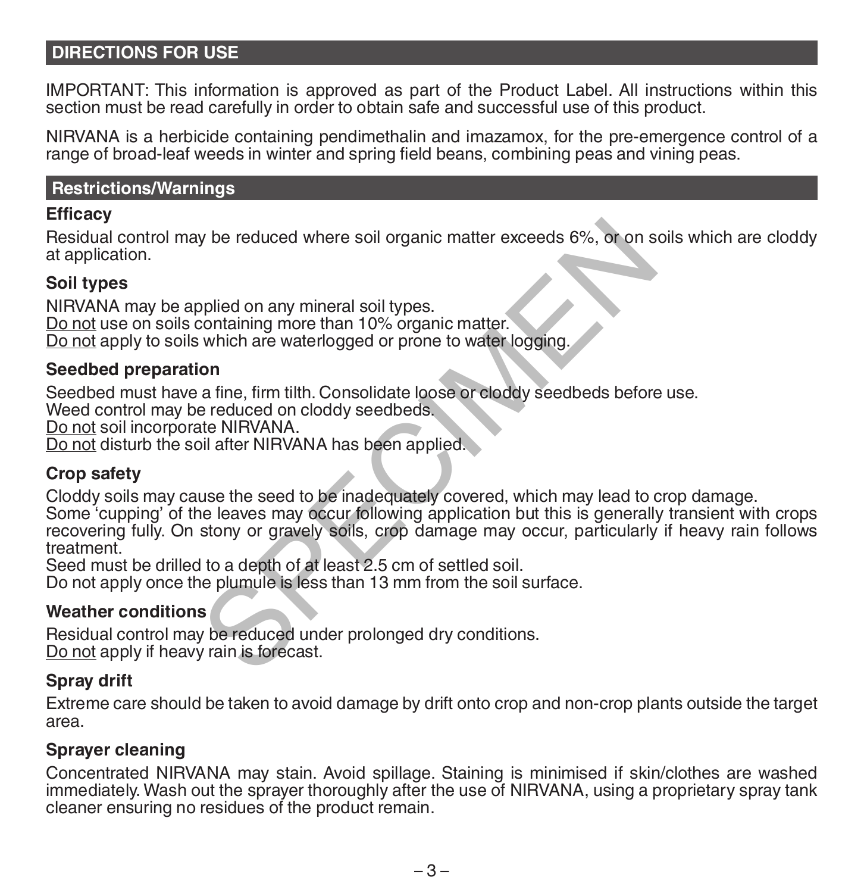## DIRECTIONS FOR USE

IMPORTANT: This information is approved as part of the Product Label. All instructions within this section must be read carefully in order to obtain safe and successful use of this product.

NIRVANA is a herbicide containing pendimethalin and imazamox, for the pre-emergence control of a range of broad-leaf weeds in winter and spring field beans, combining peas and vining peas.

## Restrictions/Warnings

### Efficacy

Residual control may be reduced where soil organic matter exceeds 6%, or on soils which are cloddy at application.

### Soil types

NIRVANA may be applied on any mineral soil types.
Do not use on soils containing more than 10% organic matter.
Do not apply to soils which are waterlogged or prone to water logging.

### Seedbed preparation

Seedbed must have a fine, firm tilth. Consolidate loose or cloddy seedbeds before use.
Weed control may be reduced on cloddy seedbeds.
Do not soil incorporate NIRVANA.
Do not disturb the soil after NIRVANA has been applied.

### Crop safety

Cloddy soils may cause the seed to be inadequately covered, which may lead to crop damage.
Some 'cupping' of the leaves may occur following application but this is generally transient with crops recovering fully. On stony or gravely soils, crop damage may occur, particularly if heavy rain follows treatment.
Seed must be drilled to a depth of at least 2.5 cm of settled soil.
Do not apply once the plumule is less than 13 mm from the soil surface.

### Weather conditions

Residual control may be reduced under prolonged dry conditions.
Do not apply if heavy rain is forecast.

### Spray drift

Extreme care should be taken to avoid damage by drift onto crop and non-crop plants outside the target area.

### Sprayer cleaning

Concentrated NIRVANA may stain. Avoid spillage. Staining is minimised if skin/clothes are washed immediately. Wash out the sprayer thoroughly after the use of NIRVANA, using a proprietary spray tank cleaner ensuring no residues of the product remain.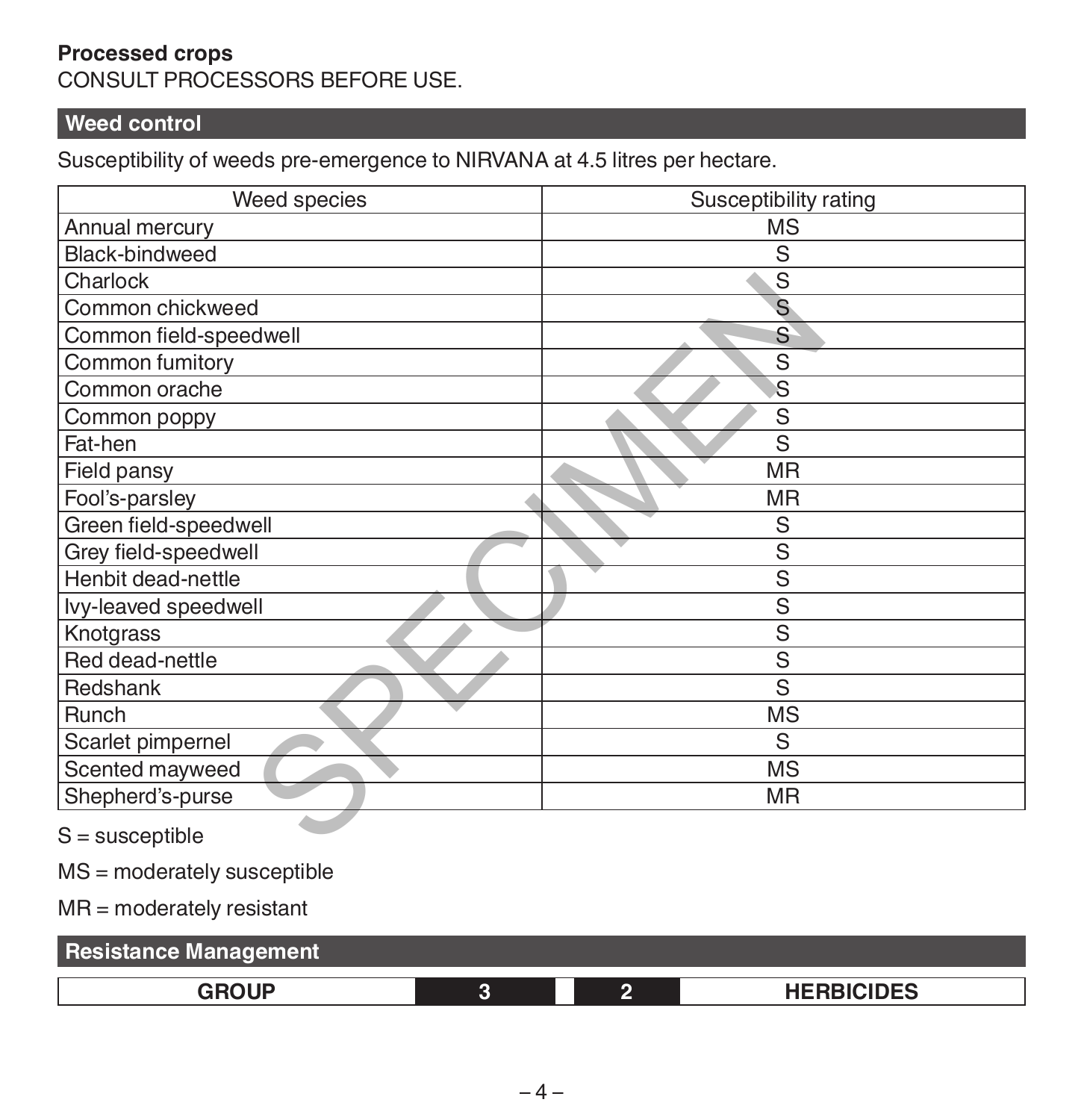**Processed crops**

CONSULT PROCESSORS BEFORE USE.

## Weed control

Susceptibility of weeds pre-emergence to NIRVANA at 4.5 litres per hectare.

| Weed species | Susceptibility rating |
|---|---|
| Annual mercury | MS |
| Black-bindweed | S |
| Charlock | S |
| Common chickweed | S |
| Common field-speedwell | S |
| Common fumitory | S |
| Common orache | S |
| Common poppy | S |
| Fat-hen | S |
| Field pansy | MR |
| Fool's-parsley | MR |
| Green field-speedwell | S |
| Grey field-speedwell | S |
| Henbit dead-nettle | S |
| Ivy-leaved speedwell | S |
| Knotgrass | S |
| Red dead-nettle | S |
| Redshank | S |
| Runch | MS |
| Scarlet pimpernel | S |
| Scented mayweed | MS |
| Shepherd's-purse | MR |

S = susceptible

MS = moderately susceptible

MR = moderately resistant

## Resistance Management

| GROUP | 3 | 2 | HERBICIDES |
|---|---|---|---|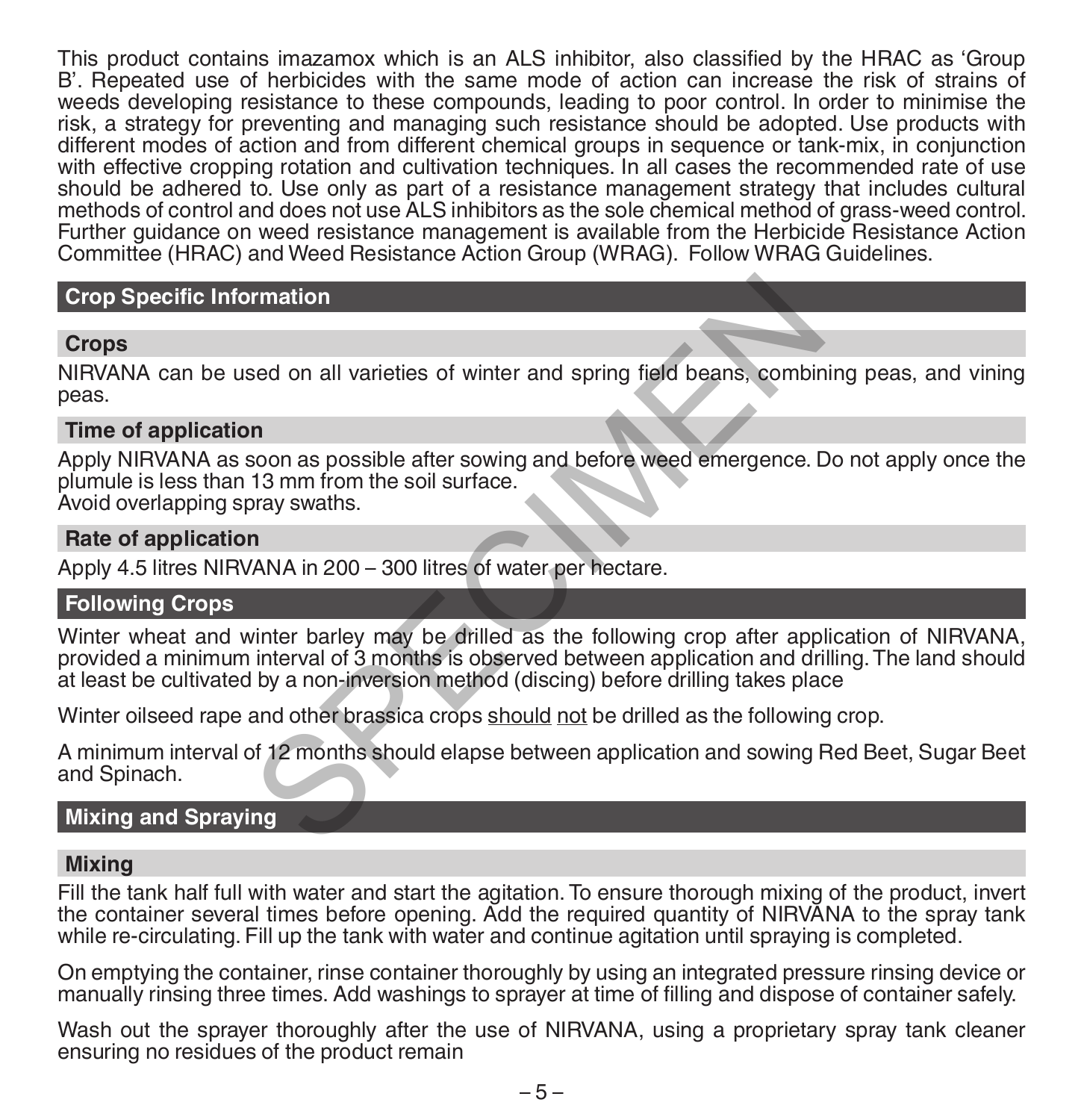This product contains imazamox which is an ALS inhibitor, also classified by the HRAC as 'Group B'. Repeated use of herbicides with the same mode of action can increase the risk of strains of weeds developing resistance to these compounds, leading to poor control. In order to minimise the risk, a strategy for preventing and managing such resistance should be adopted. Use products with different modes of action and from different chemical groups in sequence or tank-mix, in conjunction with effective cropping rotation and cultivation techniques. In all cases the recommended rate of use should be adhered to. Use only as part of a resistance management strategy that includes cultural methods of control and does not use ALS inhibitors as the sole chemical method of grass-weed control. Further guidance on weed resistance management is available from the Herbicide Resistance Action Committee (HRAC) and Weed Resistance Action Group (WRAG). Follow WRAG Guidelines.

## Crop Specific Information

### Crops

NIRVANA can be used on all varieties of winter and spring field beans, combining peas, and vining peas.

### Time of application

Apply NIRVANA as soon as possible after sowing and before weed emergence. Do not apply once the plumule is less than 13 mm from the soil surface.
Avoid overlapping spray swaths.

### Rate of application

Apply 4.5 litres NIRVANA in 200 – 300 litres of water per hectare.

## Following Crops

Winter wheat and winter barley may be drilled as the following crop after application of NIRVANA, provided a minimum interval of 3 months is observed between application and drilling. The land should at least be cultivated by a non-inversion method (discing) before drilling takes place

Winter oilseed rape and other brassica crops <u>should</u> <u>not</u> be drilled as the following crop.

A minimum interval of 12 months should elapse between application and sowing Red Beet, Sugar Beet and Spinach.

## Mixing and Spraying

### Mixing

Fill the tank half full with water and start the agitation. To ensure thorough mixing of the product, invert the container several times before opening. Add the required quantity of NIRVANA to the spray tank while re-circulating. Fill up the tank with water and continue agitation until spraying is completed.

On emptying the container, rinse container thoroughly by using an integrated pressure rinsing device or manually rinsing three times. Add washings to sprayer at time of filling and dispose of container safely.

Wash out the sprayer thoroughly after the use of NIRVANA, using a proprietary spray tank cleaner ensuring no residues of the product remain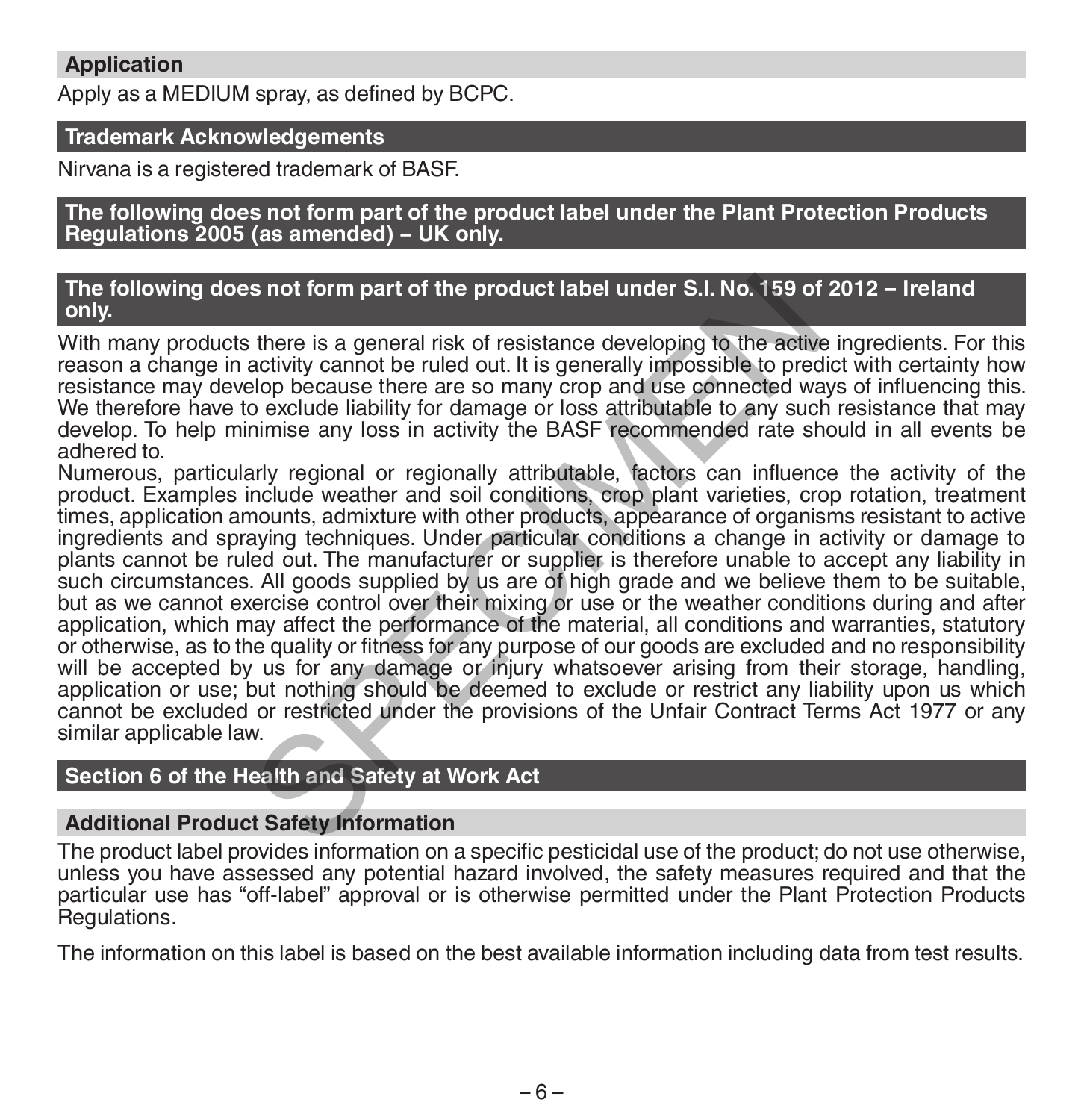## Application

Apply as a MEDIUM spray, as defined by BCPC.

## Trademark Acknowledgements

Nirvana is a registered trademark of BASF.

## The following does not form part of the product label under the Plant Protection Products Regulations 2005 (as amended) – UK only.

## The following does not form part of the product label under S.I. No. 159 of 2012 – Ireland only.

With many products there is a general risk of resistance developing to the active ingredients. For this reason a change in activity cannot be ruled out. It is generally impossible to predict with certainty how resistance may develop because there are so many crop and use connected ways of influencing this. We therefore have to exclude liability for damage or loss attributable to any such resistance that may develop. To help minimise any loss in activity the BASF recommended rate should in all events be adhered to.

Numerous, particularly regional or regionally attributable, factors can influence the activity of the product. Examples include weather and soil conditions, crop plant varieties, crop rotation, treatment times, application amounts, admixture with other products, appearance of organisms resistant to active ingredients and spraying techniques. Under particular conditions a change in activity or damage to plants cannot be ruled out. The manufacturer or supplier is therefore unable to accept any liability in such circumstances. All goods supplied by us are of high grade and we believe them to be suitable, but as we cannot exercise control over their mixing or use or the weather conditions during and after application, which may affect the performance of the material, all conditions and warranties, statutory or otherwise, as to the quality or fitness for any purpose of our goods are excluded and no responsibility will be accepted by us for any damage or injury whatsoever arising from their storage, handling, application or use; but nothing should be deemed to exclude or restrict any liability upon us which cannot be excluded or restricted under the provisions of the Unfair Contract Terms Act 1977 or any similar applicable law.

## Section 6 of the Health and Safety at Work Act

## Additional Product Safety Information

The product label provides information on a specific pesticidal use of the product; do not use otherwise, unless you have assessed any potential hazard involved, the safety measures required and that the particular use has "off-label" approval or is otherwise permitted under the Plant Protection Products Regulations.

The information on this label is based on the best available information including data from test results.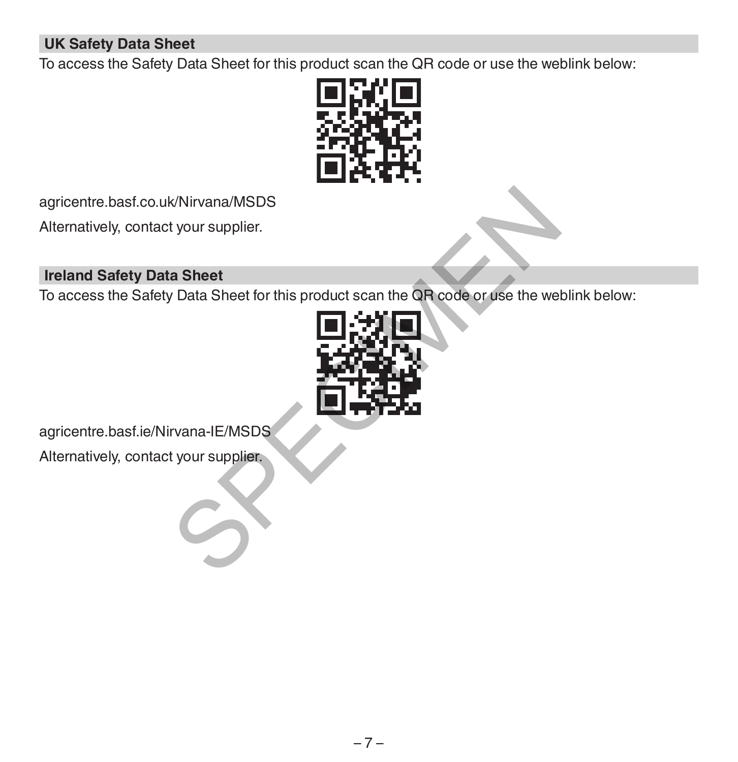## UK Safety Data Sheet

To access the Safety Data Sheet for this product scan the QR code or use the weblink below:

agricentre.basf.co.uk/Nirvana/MSDS

Alternatively, contact your supplier.

## Ireland Safety Data Sheet

To access the Safety Data Sheet for this product scan the QR code or use the weblink below:

agricentre.basf.ie/Nirvana-IE/MSDS

Alternatively, contact your supplier.

SPECIMEN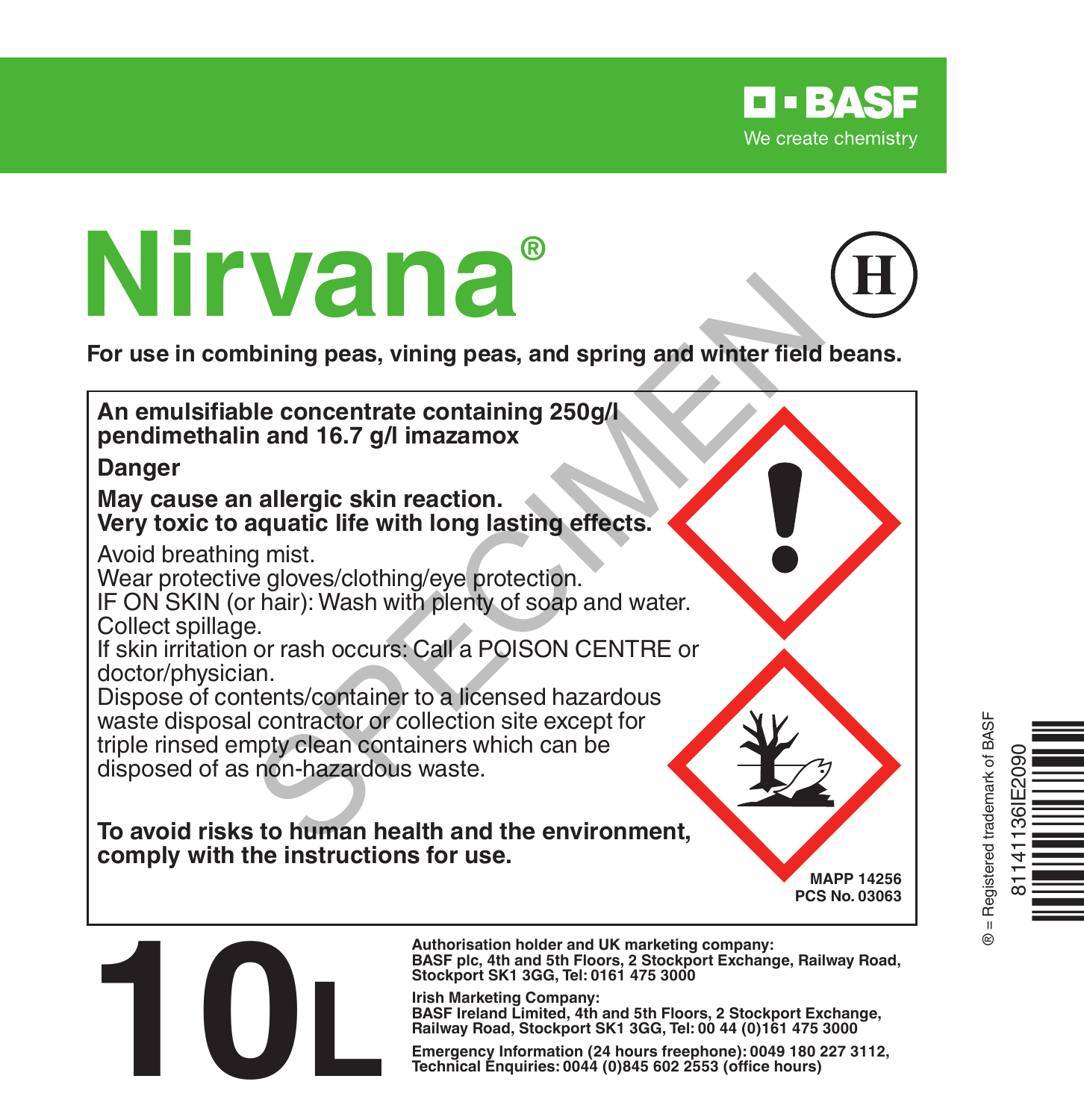BASF
We create chemistry

# Nirvana®

H

**For use in combining peas, vining peas, and spring and winter field beans.**

**An emulsifiable concentrate containing 250g/l pendimethalin and 16.7 g/l imazamox**

**Danger**

**May cause an allergic skin reaction.**
**Very toxic to aquatic life with long lasting effects.**

Avoid breathing mist.
Wear protective gloves/clothing/eye protection.
IF ON SKIN (or hair): Wash with plenty of soap and water.
Collect spillage.
If skin irritation or rash occurs: Call a POISON CENTRE or doctor/physician.
Dispose of contents/container to a licensed hazardous waste disposal contractor or collection site except for triple rinsed empty clean containers which can be disposed of as non-hazardous waste.

**To avoid risks to human health and the environment, comply with the instructions for use.**

**MAPP 14256**
**PCS No. 03063**

SPECIMEN

# 10L

**Authorisation holder and UK marketing company:**
**BASF plc, 4th and 5th Floors, 2 Stockport Exchange, Railway Road, Stockport SK1 3GG, Tel: 0161 475 3000**

**Irish Marketing Company:**
**BASF Ireland Limited, 4th and 5th Floors, 2 Stockport Exchange, Railway Road, Stockport SK1 3GG, Tel: 00 44 (0)161 475 3000**

**Emergency Information (24 hours freephone): 0049 180 227 3112,**
**Technical Enquiries: 0044 (0)845 602 2553 (office hours)**

® = Registered trademark of BASF

81141136IE2090